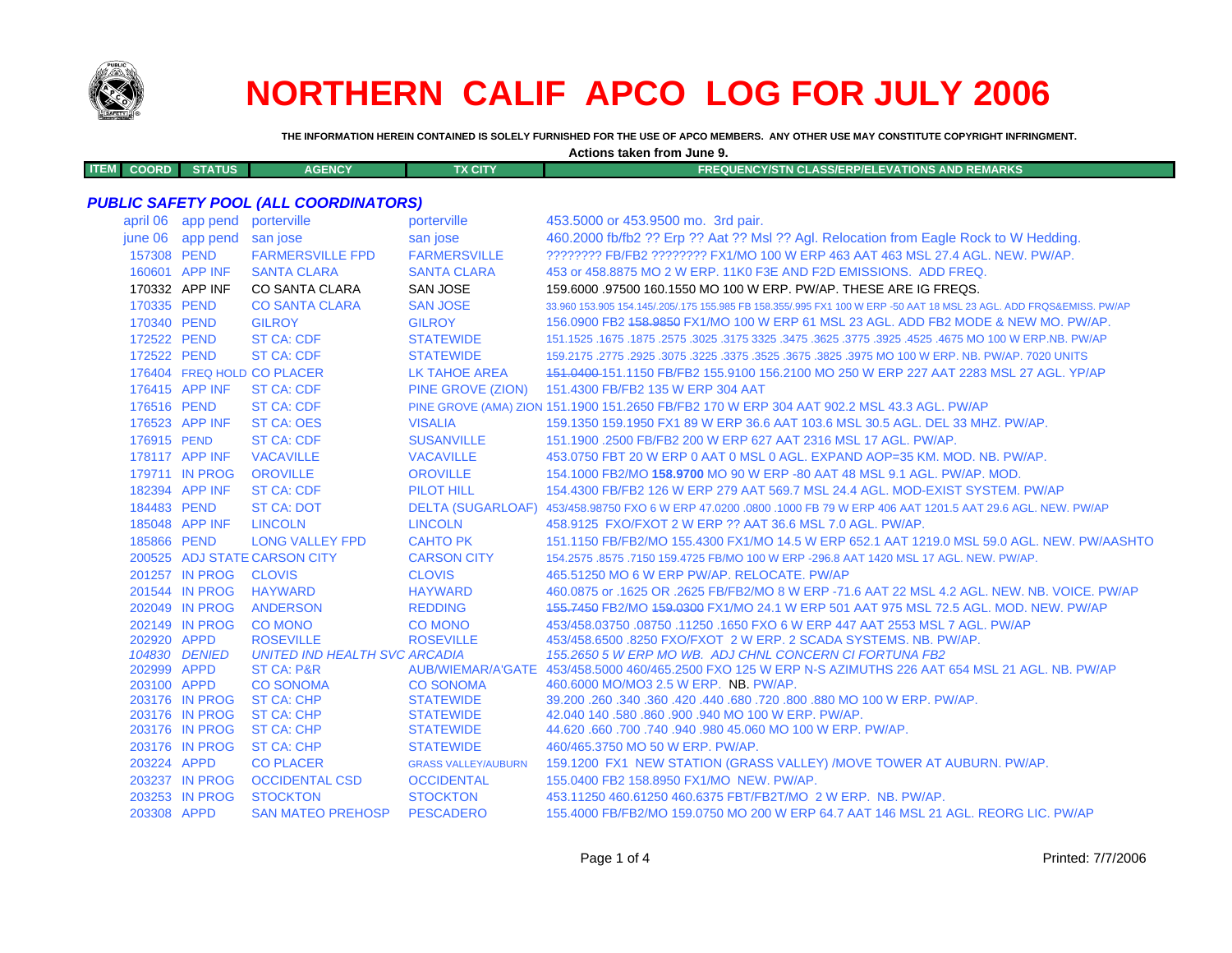# NORTHERN CALIF APCO LOG FOR JULY 2006

**THE INFORMATION HEREIN CONTAINED IS SOLELY FURNISHED FOR THE USE OF APCO MEMBERS. ANY OTHER USE MAY CONSTITUTE COPYRIGHT INFRINGMENT.**

**Actions taken from June 9.**

| ITEM | COORD | STATUS | AGENCY | TX CITY | FREQUENCY/STN CLASS/ERP/ELEVATIONS AND REMARKS |
|---|---|---|---|---|---|
| ***PUBLIC SAFETY POOL (ALL COORDINATORS)*** | | | | | |
| | april 06 | app pend | porterville | porterville | 453.5000 or 453.9500 mo. 3rd pair. |
| | june 06 | app pend | san jose | san jose | 460.2000 fb/fb2 ?? Erp ?? Aat ?? Msl ?? Agl. Relocation from Eagle Rock to W Hedding. |
| | 157308 | PEND | FARMERSVILLE FPD | FARMERSVILLE | ???????? FB/FB2 ???????? FX1/MO 100 W ERP 463 AAT 463 MSL 27.4 AGL. NEW. PW/AP. |
| | 160601 | APP INF | SANTA CLARA | SANTA CLARA | 453 or 458.8875 MO 2 W ERP. 11K0 F3E AND F2D EMISSIONS. ADD FREQ. |
| | 170332 | APP INF | CO SANTA CLARA | SAN JOSE | 159.6000 .97500 160.1550 MO 100 W ERP. PW/AP. THESE ARE IG FREQS. |
| | 170335 | PEND | CO SANTA CLARA | SAN JOSE | 33.960 153.905 154.145/.205/.175 155.985 FB 158.355/.995 FX1 100 W ERP -50 AAT 18 MSL 23 AGL. ADD FRQS&EMISS. PW/AP |
| | 170340 | PEND | GILROY | GILROY | 156.0900 FB2 ~~158.9850~~ FX1/MO 100 W ERP 61 MSL 23 AGL. ADD FB2 MODE & NEW MO. PW/AP. |
| | 172522 | PEND | ST CA: CDF | STATEWIDE | 151.1525 .1675 .1875 .2575 .3025 .3175 3325 .3475 .3625 .3775 .3925 .4525 .4675 MO 100 W ERP.NB. PW/AP |
| | 172522 | PEND | ST CA: CDF | STATEWIDE | 159.2175 .2775 .2925 .3075 .3225 .3375 .3525 .3675 .3825 .3975 MO 100 W ERP. NB. PW/AP. 7020 UNITS |
| | 176404 | FREQ HOLD | CO PLACER | LK TAHOE AREA | ~~151.0400~~ 151.1150 FB/FB2 155.9100 156.2100 MO 250 W ERP 227 AAT 2283 MSL 27 AGL. YP/AP |
| | 176415 | APP INF | ST CA: CDF | PINE GROVE (ZION) | 151.4300 FB/FB2 135 W ERP 304 AAT |
| | 176516 | PEND | ST CA: CDF | PINE GROVE (AMA) ZION | 151.1900 151.2650 FB/FB2 170 W ERP 304 AAT 902.2 MSL 43.3 AGL. PW/AP |
| | 176523 | APP INF | ST CA: OES | VISALIA | 159.1350 159.1950 FX1 89 W ERP 36.6 AAT 103.6 MSL 30.5 AGL. DEL 33 MHZ. PW/AP. |
| | 176915 | PEND | ST CA: CDF | SUSANVILLE | 151.1900 .2500 FB/FB2 200 W ERP 627 AAT 2316 MSL 17 AGL. PW/AP. |
| | 178117 | APP INF | VACAVILLE | VACAVILLE | 453.0750 FBT 20 W ERP 0 AAT 0 MSL 0 AGL. EXPAND AOP=35 KM. MOD. NB. PW/AP. |
| | 179711 | IN PROG | OROVILLE | OROVILLE | 154.1000 FB2/MO **158.9700** MO 90 W ERP -80 AAT 48 MSL 9.1 AGL. PW/AP. MOD. |
| | 182394 | APP INF | ST CA: CDF | PILOT HILL | 154.4300 FB/FB2 126 W ERP 279 AAT 569.7 MSL 24.4 AGL. MOD-EXIST SYSTEM. PW/AP |
| | 184483 | PEND | ST CA: DOT | DELTA (SUGARLOAF) | 453/458.98750 FXO 6 W ERP 47.0200 .0800 .1000 FB 79 W ERP 406 AAT 1201.5 AAT 29.6 AGL. NEW. PW/AP |
| | 185048 | APP INF | LINCOLN | LINCOLN | 458.9125 FXO/FXOT 2 W ERP ?? AAT 36.6 MSL 7.0 AGL. PW/AP. |
| | 185866 | PEND | LONG VALLEY FPD | CAHTO PK | 151.1150 FB/FB2/MO 155.4300 FX1/MO 14.5 W ERP 652.1 AAT 1219.0 MSL 59.0 AGL. NEW. PW/AASHTO |
| | 200525 | ADJ STATE | CARSON CITY | CARSON CITY | 154.2575 .8575 .7150 159.4725 FB/MO 100 W ERP -296.8 AAT 1420 MSL 17 AGL. NEW. PW/AP. |
| | 201257 | IN PROG | CLOVIS | CLOVIS | 465.51250 MO 6 W ERP PW/AP. RELOCATE. PW/AP |
| | 201544 | IN PROG | HAYWARD | HAYWARD | 460.0875 or .1625 OR .2625 FB/FB2/MO 8 W ERP -71.6 AAT 22 MSL 4.2 AGL. NEW. NB. VOICE. PW/AP |
| | 202049 | IN PROG | ANDERSON | REDDING | ~~155.7450~~ FB2/MO ~~159.0300~~ FX1/MO 24.1 W ERP 501 AAT 975 MSL 72.5 AGL. MOD. NEW. PW/AP |
| | 202149 | IN PROG | CO MONO | CO MONO | 453/458.03750 .08750 .11250 .1650 FXO 6 W ERP 447 AAT 2553 MSL 7 AGL. PW/AP |
| | 202920 | APPD | ROSEVILLE | ROSEVILLE | 453/458.6500 .8250 FXO/FXOT 2 W ERP. 2 SCADA SYSTEMS. NB. PW/AP. |
| | *104830* | *DENIED* | *UNITED IND HEALTH SVC* | *ARCADIA* | *155.2650 5 W ERP MO WB. ADJ CHNL CONCERN CI FORTUNA FB2* |
| | 202999 | APPD | ST CA: P&R | AUB/WIEMAR/A'GATE | 453/458.5000 460/465.2500 FXO 125 W ERP N-S AZIMUTHS 226 AAT 654 MSL 21 AGL. NB. PW/AP |
| | 203100 | APPD | CO SONOMA | CO SONOMA | 460.6000 MO/MO3 2.5 W ERP. NB. PW/AP. |
| | 203176 | IN PROG | ST CA: CHP | STATEWIDE | 39.200 .260 .340 .360 .420 .440 .680 .720 .800 .880 MO 100 W ERP. PW/AP. |
| | 203176 | IN PROG | ST CA: CHP | STATEWIDE | 42.040 140 .580 .860 .900 .940 MO 100 W ERP. PW/AP. |
| | 203176 | IN PROG | ST CA: CHP | STATEWIDE | 44.620 .660 .700 .740 .940 .980 45.060 MO 100 W ERP. PW/AP. |
| | 203176 | IN PROG | ST CA: CHP | STATEWIDE | 460/465.3750 MO 50 W ERP. PW/AP. |
| | 203224 | APPD | CO PLACER | GRASS VALLEY/AUBURN | 159.1200 FX1 NEW STATION (GRASS VALLEY) /MOVE TOWER AT AUBURN. PW/AP. |
| | 203237 | IN PROG | OCCIDENTAL CSD | OCCIDENTAL | 155.0400 FB2 158.8950 FX1/MO NEW. PW/AP. |
| | 203253 | IN PROG | STOCKTON | STOCKTON | 453.11250 460.61250 460.6375 FBT/FB2T/MO 2 W ERP. NB. PW/AP. |
| | 203308 | APPD | SAN MATEO PREHOSP | PESCADERO | 155.4000 FB/FB2/MO 159.0750 MO 200 W ERP 64.7 AAT 146 MSL 21 AGL. REORG LIC. PW/AP |

Printed: 7/7/2006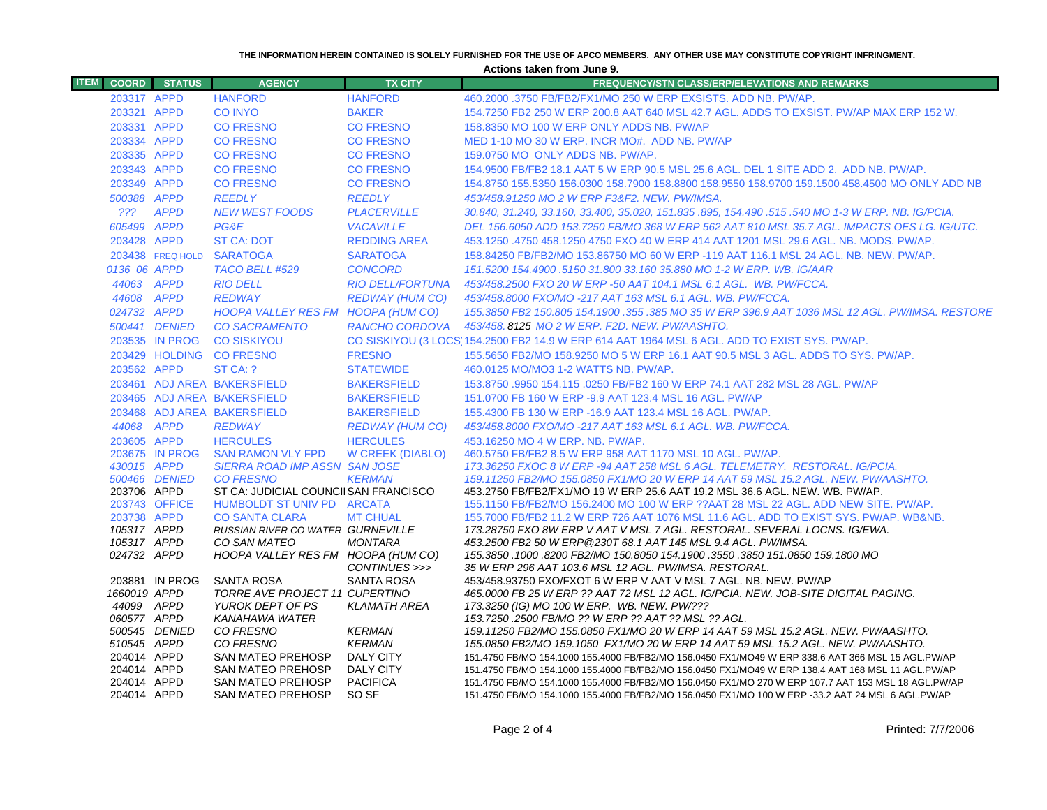THE INFORMATION HEREIN CONTAINED IS SOLELY FURNISHED FOR THE USE OF APCO MEMBERS. ANY OTHER USE MAY CONSTITUTE COPYRIGHT INFRINGMENT.

**Actions taken from June 9.**

| ITEM | COORD | STATUS | AGENCY | TX CITY | FREQUENCY/STN CLASS/ERP/ELEVATIONS AND REMARKS |
|---|---|---|---|---|---|
| | 203317 | APPD | HANFORD | HANFORD | 460.2000 .3750 FB/FB2/FX1/MO 250 W ERP EXSISTS. ADD NB. PW/AP. |
| | 203321 | APPD | CO INYO | BAKER | 154.7250 FB2 250 W ERP 200.8 AAT 640 MSL 42.7 AGL. ADDS TO EXSIST. PW/AP MAX ERP 152 W. |
| | 203331 | APPD | CO FRESNO | CO FRESNO | 158.8350 MO 100 W ERP ONLY ADDS NB. PW/AP |
| | 203334 | APPD | CO FRESNO | CO FRESNO | MED 1-10 MO 30 W ERP. INCR MO#. ADD NB. PW/AP |
| | 203335 | APPD | CO FRESNO | CO FRESNO | 159.0750 MO ONLY ADDS NB. PW/AP. |
| | 203343 | APPD | CO FRESNO | CO FRESNO | 154.9500 FB/FB2 18.1 AAT 5 W ERP 90.5 MSL 25.6 AGL. DEL 1 SITE ADD 2. ADD NB. PW/AP. |
| | 203349 | APPD | CO FRESNO | CO FRESNO | 154.8750 155.5350 156.0300 158.7900 158.8800 158.9550 158.9700 159.1500 458.4500 MO ONLY ADD NB |
| | *500388* | *APPD* | *REEDLY* | *REEDLY* | *453/458.91250 MO 2 W ERP F3&F2. NEW. PW/IMSA.* |
| | *???* | *APPD* | *NEW WEST FOODS* | *PLACERVILLE* | *30.840, 31.240, 33.160, 33.400, 35.020, 151.835 .895, 154.490 .515 .540 MO 1-3 W ERP. NB. IG/PCIA.* |
| | *605499* | *APPD* | *PG&E* | *VACAVILLE* | *DEL 156.6050 ADD 153.7250 FB/MO 368 W ERP 562 AAT 810 MSL 35.7 AGL. IMPACTS OES LG. IG/UTC.* |
| | 203428 | APPD | ST CA: DOT | REDDING AREA | 453.1250 .4750 458.1250 4750 FXO 40 W ERP 414 AAT 1201 MSL 29.6 AGL. NB. MODS. PW/AP. |
| | 203438 | FREQ HOLD | SARATOGA | SARATOGA | 158.84250 FB/FB2/MO 153.86750 MO 60 W ERP -119 AAT 116.1 MSL 24 AGL. NB. NEW. PW/AP. |
| | *0136_06* | *APPD* | *TACO BELL #529* | *CONCORD* | *151.5200 154.4900 .5150 31.800 33.160 35.880 MO 1-2 W ERP. WB. IG/AAR* |
| | *44063* | *APPD* | *RIO DELL* | *RIO DELL/FORTUNA* | *453/458.2500 FXO 20 W ERP -50 AAT 104.1 MSL 6.1 AGL. WB. PW/FCCA.* |
| | *44608* | *APPD* | *REDWAY* | *REDWAY (HUM CO)* | *453/458.8000 FXO/MO -217 AAT 163 MSL 6.1 AGL. WB. PW/FCCA.* |
| | *024732* | *APPD* | *HOOPA VALLEY RES FM* | *HOOPA (HUM CO)* | *155.3850 FB2 150.805 154.1900 .355 .385 MO 35 W ERP 396.9 AAT 1036 MSL 12 AGL. PW/IMSA. RESTORE* |
| | *500441* | *DENIED* | *CO SACRAMENTO* | *RANCHO CORDOVA* | *453/458.8125 MO 2 W ERP. F2D. NEW. PW/AASHTO.* |
| | 203535 | IN PROG | CO SISKIYOU | CO SISKIYOU (3 LOCS) | 154.2500 FB2 14.9 W ERP 614 AAT 1964 MSL 6 AGL. ADD TO EXIST SYS. PW/AP. |
| | 203429 | HOLDING | CO FRESNO | FRESNO | 155.5650 FB2/MO 158.9250 MO 5 W ERP 16.1 AAT 90.5 MSL 3 AGL. ADDS TO SYS. PW/AP. |
| | 203562 | APPD | ST CA: ? | STATEWIDE | 460.0125 MO/MO3 1-2 WATTS NB. PW/AP. |
| | 203461 | ADJ AREA | BAKERSFIELD | BAKERSFIELD | 153.8750 .9950 154.115 .0250 FB/FB2 160 W ERP 74.1 AAT 282 MSL 28 AGL. PW/AP |
| | 203465 | ADJ AREA | BAKERSFIELD | BAKERSFIELD | 151.0700 FB 160 W ERP -9.9 AAT 123.4 MSL 16 AGL. PW/AP |
| | 203468 | ADJ AREA | BAKERSFIELD | BAKERSFIELD | 155.4300 FB 130 W ERP -16.9 AAT 123.4 MSL 16 AGL. PW/AP. |
| | *44068* | *APPD* | *REDWAY* | *REDWAY (HUM CO)* | *453/458.8000 FXO/MO -217 AAT 163 MSL 6.1 AGL. WB. PW/FCCA.* |
| | 203605 | APPD | HERCULES | HERCULES | 453.16250 MO 4 W ERP. NB. PW/AP. |
| | 203675 | IN PROG | SAN RAMON VLY FPD | W CREEK (DIABLO) | 460.5750 FB/FB2 8.5 W ERP 958 AAT 1170 MSL 10 AGL. PW/AP. |
| | *430015* | *APPD* | *SIERRA ROAD IMP ASSN* | *SAN JOSE* | *173.36250 FXOC 8 W ERP -94 AAT 258 MSL 6 AGL. TELEMETRY. RESTORAL. IG/PCIA.* |
| | *500466* | *DENIED* | *CO FRESNO* | *KERMAN* | *159.11250 FB2/MO 155.0850 FX1/MO 20 W ERP 14 AAT 59 MSL 15.2 AGL. NEW. PW/AASHTO.* |
| | 203706 | APPD | ST CA: JUDICIAL COUNCIL | SAN FRANCISCO | 453.2750 FB/FB2/FX1/MO 19 W ERP 25.6 AAT 19.2 MSL 36.6 AGL. NEW. WB. PW/AP. |
| | 203743 | OFFICE | HUMBOLDT ST UNIV PD | ARCATA | 155.1150 FB/FB2/MO 156.2400 MO 100 W ERP ??AAT 28 MSL 22 AGL. ADD NEW SITE. PW/AP. |
| | 203738 | APPD | CO SANTA CLARA | MT CHUAL | 155.7000 FB/FB2 11.2 W ERP 726 AAT 1076 MSL 11.6 AGL. ADD TO EXIST SYS. PW/AP. WB&NB. |
| | *105317* | *APPD* | *RUSSIAN RIVER CO WATER* | *GURNEVILLE* | *173.28750 FXO 8W ERP V AAT V MSL 7 AGL. RESTORAL. SEVERAL LOCNS. IG/EWA.* |
| | *105317* | *APPD* | *CO SAN MATEO* | *MONTARA* | *453.2500 FB2 50 W ERP@230T 68.1 AAT 145 MSL 9.4 AGL. PW/IMSA.* |
| | *024732* | *APPD* | *HOOPA VALLEY RES FM* | *HOOPA (HUM CO)* | *155.3850 .1000 .8200 FB2/MO 150.8050 154.1900 .3550 .3850 151.0850 159.1800 MO* |
| | | | | *CONTINUES >>>* | *35 W ERP 296 AAT 103.6 MSL 12 AGL. PW/IMSA. RESTORAL.* |
| | 203881 | IN PROG | SANTA ROSA | SANTA ROSA | 453/458.93750 FXO/FXOT 6 W ERP V AAT V MSL 7 AGL. NB. NEW. PW/AP |
| | *1660019* | *APPD* | *TORRE AVE PROJECT 11* | *CUPERTINO* | *465.0000 FB 25 W ERP ?? AAT 72 MSL 12 AGL. IG/PCIA. NEW. JOB-SITE DIGITAL PAGING.* |
| | *44099* | *APPD* | *YUROK DEPT OF PS* | *KLAMATH AREA* | *173.3250 (IG) MO 100 W ERP. WB. NEW. PW/???* |
| | *060577* | *APPD* | *KANAHAWA WATER* | | *153.7250 .2500 FB/MO ?? W ERP ?? AAT ?? MSL ?? AGL.* |
| | *500545* | *DENIED* | *CO FRESNO* | *KERMAN* | *159.11250 FB2/MO 155.0850 FX1/MO 20 W ERP 14 AAT 59 MSL 15.2 AGL. NEW. PW/AASHTO.* |
| | *510545* | *APPD* | *CO FRESNO* | *KERMAN* | *155.0850 FB2/MO 159.1050 FX1/MO 20 W ERP 14 AAT 59 MSL 15.2 AGL. NEW. PW/AASHTO.* |
| | 204014 | APPD | SAN MATEO PREHOSP | DALY CITY | 151.4750 FB/MO 154.1000 155.4000 FB/FB2/MO 156.0450 FX1/MO49 W ERP 338.6 AAT 366 MSL 15 AGL.PW/AP |
| | 204014 | APPD | SAN MATEO PREHOSP | DALY CITY | 151.4750 FB/MO 154.1000 155.4000 FB/FB2/MO 156.0450 FX1/MO49 W ERP 138.4 AAT 168 MSL 11 AGL.PW/AP |
| | 204014 | APPD | SAN MATEO PREHOSP | PACIFICA | 151.4750 FB/MO 154.1000 155.4000 FB/FB2/MO 156.0450 FX1/MO 270 W ERP 107.7 AAT 153 MSL 18 AGL.PW/AP |
| | 204014 | APPD | SAN MATEO PREHOSP | SO SF | 151.4750 FB/MO 154.1000 155.4000 FB/FB2/MO 156.0450 FX1/MO 100 W ERP -33.2 AAT 24 MSL 6 AGL.PW/AP |

Printed: 7/7/2006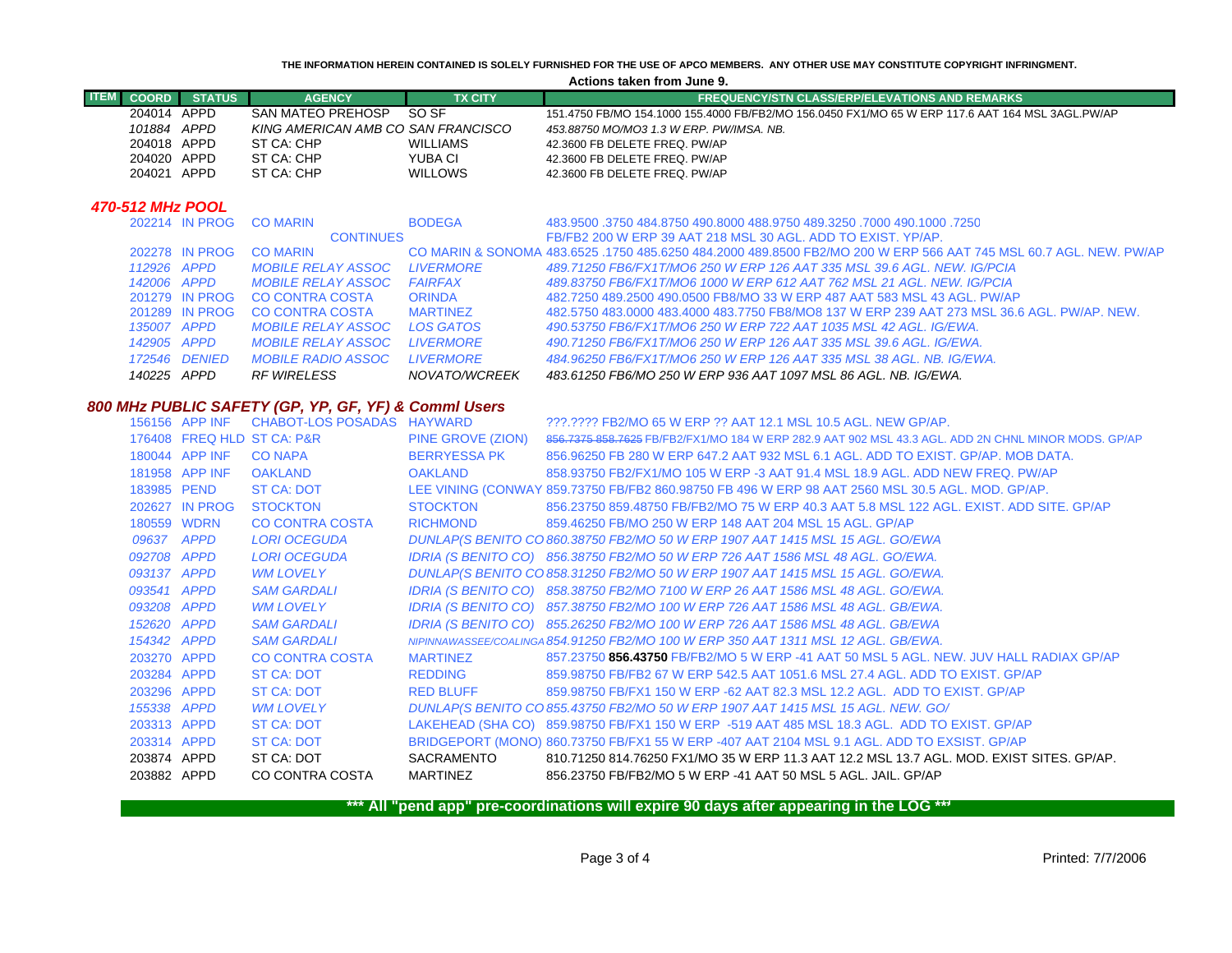THE INFORMATION HEREIN CONTAINED IS SOLELY FURNISHED FOR THE USE OF APCO MEMBERS. ANY OTHER USE MAY CONSTITUTE COPYRIGHT INFRINGMENT.

**Actions taken from June 9.**

| ITEM | COORD | STATUS | AGENCY | TX CITY | FREQUENCY/STN CLASS/ERP/ELEVATIONS AND REMARKS |
|---|---|---|---|---|---|
| | 204014 | APPD | SAN MATEO PREHOSP | SO SF | 151.4750 FB/MO 154.1000 155.4000 FB/FB2/MO 156.0450 FX1/MO 65 W ERP 117.6 AAT 164 MSL 3AGL.PW/AP |
| | *101884* | *APPD* | *KING AMERICAN AMB CO* | *SAN FRANCISCO* | *453.88750 MO/MO3 1.3 W ERP. PW/IMSA. NB.* |
| | 204018 | APPD | ST CA: CHP | WILLIAMS | 42.3600 FB DELETE FREQ. PW/AP |
| | 204020 | APPD | ST CA: CHP | YUBA CI | 42.3600 FB DELETE FREQ. PW/AP |
| | 204021 | APPD | ST CA: CHP | WILLOWS | 42.3600 FB DELETE FREQ. PW/AP |

### *470-512 MHz POOL*

| COORD | STATUS | AGENCY | TX CITY | FREQUENCY/STN CLASS/ERP/ELEVATIONS AND REMARKS |
|---|---|---|---|---|
| 202214 | IN PROG | CO MARIN | BODEGA | 483.9500 .3750 484.8750 490.8000 488.9750 489.3250 .7000 490.1000 .7250 |
| | | CONTINUES | | FB/FB2 200 W ERP 39 AAT 218 MSL 30 AGL. ADD TO EXIST. YP/AP. |
| 202278 | IN PROG | CO MARIN | CO MARIN & SONOMA | 483.6525 .1750 485.6250 484.2000 489.8500 FB2/MO 200 W ERP 566 AAT 745 MSL 60.7 AGL. NEW. PW/AP |
| *112926* | *APPD* | *MOBILE RELAY ASSOC* | *LIVERMORE* | *489.71250 FB6/FX1T/MO6 250 W ERP 126 AAT 335 MSL 39.6 AGL. NEW. IG/PCIA* |
| *142006* | *APPD* | *MOBILE RELAY ASSOC* | *FAIRFAX* | *489.83750 FB6/FX1T/MO6 1000 W ERP 612 AAT 762 MSL 21 AGL. NEW. IG/PCIA* |
| 201279 | IN PROG | CO CONTRA COSTA | ORINDA | 482.7250 489.2500 490.0500 FB8/MO 33 W ERP 487 AAT 583 MSL 43 AGL. PW/AP |
| 201289 | IN PROG | CO CONTRA COSTA | MARTINEZ | 482.5750 483.0000 483.4000 483.7750 FB8/MO8 137 W ERP 239 AAT 273 MSL 36.6 AGL. PW/AP. NEW. |
| *135007* | *APPD* | *MOBILE RELAY ASSOC* | *LOS GATOS* | *490.53750 FB6/FX1T/MO6 250 W ERP 722 AAT 1035 MSL 42 AGL. IG/EWA.* |
| *142905* | *APPD* | *MOBILE RELAY ASSOC* | *LIVERMORE* | *490.71250 FB6/FX1T/MO6 250 W ERP 126 AAT 335 MSL 39.6 AGL. IG/EWA.* |
| *172546* | *DENIED* | *MOBILE RADIO ASSOC* | *LIVERMORE* | *484.96250 FB6/FX1T/MO6 250 W ERP 126 AAT 335 MSL 38 AGL. NB. IG/EWA.* |
| *140225* | *APPD* | *RF WIRELESS* | *NOVATO/WCREEK* | *483.61250 FB6/MO 250 W ERP 936 AAT 1097 MSL 86 AGL. NB. IG/EWA.* |

### *800 MHz PUBLIC SAFETY (GP, YP, GF, YF) & Comml Users*

| COORD | STATUS | AGENCY | TX CITY | FREQUENCY/STN CLASS/ERP/ELEVATIONS AND REMARKS |
|---|---|---|---|---|
| 156156 | APP INF | CHABOT-LOS POSADAS | HAYWARD | ???.???? FB2/MO 65 W ERP ?? AAT 12.1 MSL 10.5 AGL. NEW GP/AP. |
| 176408 | FREQ HLD | ST CA: P&R | PINE GROVE (ZION) | ~~856.7375 858.7625~~ FB/FB2/FX1/MO 184 W ERP 282.9 AAT 902 MSL 43.3 AGL. ADD 2N CHNL MINOR MODS. GP/AP |
| 180044 | APP INF | CO NAPA | BERRYESSA PK | 856.96250 FB 280 W ERP 647.2 AAT 932 MSL 6.1 AGL. ADD TO EXIST. GP/AP. MOB DATA. |
| 181958 | APP INF | OAKLAND | OAKLAND | 858.93750 FB2/FX1/MO 105 W ERP -3 AAT 91.4 MSL 18.9 AGL. ADD NEW FREQ. PW/AP |
| 183985 | PEND | ST CA: DOT | LEE VINING (CONWAY | 859.73750 FB/FB2 860.98750 FB 496 W ERP 98 AAT 2560 MSL 30.5 AGL. MOD. GP/AP. |
| 202627 | IN PROG | STOCKTON | STOCKTON | 856.23750 859.48750 FB/FB2/MO 75 W ERP 40.3 AAT 5.8 MSL 122 AGL. EXIST. ADD SITE. GP/AP |
| 180559 | WDRN | CO CONTRA COSTA | RICHMOND | 859.46250 FB/MO 250 W ERP 148 AAT 204 MSL 15 AGL. GP/AP |
| *09637* | *APPD* | *LORI OCEGUDA* | *DUNLAP(S BENITO CO* | *860.38750 FB2/MO 50 W ERP 1907 AAT 1415 MSL 15 AGL. GO/EWA* |
| *092708* | *APPD* | *LORI OCEGUDA* | *IDRIA (S BENITO CO)* | *856.38750 FB2/MO 50 W ERP 726 AAT 1586 MSL 48 AGL. GO/EWA.* |
| *093137* | *APPD* | *WM LOVELY* | *DUNLAP(S BENITO CO* | *858.31250 FB2/MO 50 W ERP 1907 AAT 1415 MSL 15 AGL. GO/EWA.* |
| *093541* | *APPD* | *SAM GARDALI* | *IDRIA (S BENITO CO)* | *858.38750 FB2/MO 7100 W ERP 26 AAT 1586 MSL 48 AGL. GO/EWA.* |
| *093208* | *APPD* | *WM LOVELY* | *IDRIA (S BENITO CO)* | *857.38750 FB2/MO 100 W ERP 726 AAT 1586 MSL 48 AGL. GB/EWA.* |
| *152620* | *APPD* | *SAM GARDALI* | *IDRIA (S BENITO CO)* | *855.26250 FB2/MO 100 W ERP 726 AAT 1586 MSL 48 AGL. GB/EWA* |
| *154342* | *APPD* | *SAM GARDALI* | *NIPINNAWASSEE/COALINGA* | *854.91250 FB2/MO 100 W ERP 350 AAT 1311 MSL 12 AGL. GB/EWA.* |
| 203270 | APPD | CO CONTRA COSTA | MARTINEZ | 857.23750 **856.43750** FB/FB2/MO 5 W ERP -41 AAT 50 MSL 5 AGL. NEW. JUV HALL RADIAX GP/AP |
| 203284 | APPD | ST CA: DOT | REDDING | 859.98750 FB/FB2 67 W ERP 542.5 AAT 1051.6 MSL 27.4 AGL. ADD TO EXIST. GP/AP |
| 203296 | APPD | ST CA: DOT | RED BLUFF | 859.98750 FB/FX1 150 W ERP -62 AAT 82.3 MSL 12.2 AGL. ADD TO EXIST. GP/AP |
| *155338* | *APPD* | *WM LOVELY* | *DUNLAP(S BENITO CO* | *855.43750 FB2/MO 50 W ERP 1907 AAT 1415 MSL 15 AGL. NEW. GO/* |
| 203313 | APPD | ST CA: DOT | LAKEHEAD (SHA CO) | 859.98750 FB/FX1 150 W ERP -519 AAT 485 MSL 18.3 AGL. ADD TO EXIST. GP/AP |
| 203314 | APPD | ST CA: DOT | BRIDGEPORT (MONO) | 860.73750 FB/FX1 55 W ERP -407 AAT 2104 MSL 9.1 AGL. ADD TO EXSIST. GP/AP |
| 203874 | APPD | ST CA: DOT | SACRAMENTO | 810.71250 814.76250 FX1/MO 35 W ERP 11.3 AAT 12.2 MSL 13.7 AGL. MOD. EXIST SITES. GP/AP. |
| 203882 | APPD | CO CONTRA COSTA | MARTINEZ | 856.23750 FB/FB2/MO 5 W ERP -41 AAT 50 MSL 5 AGL. JAIL. GP/AP |

**\*\*\* All "pend app" pre-coordinations will expire 90 days after appearing in the LOG \*\*\***

Printed: 7/7/2006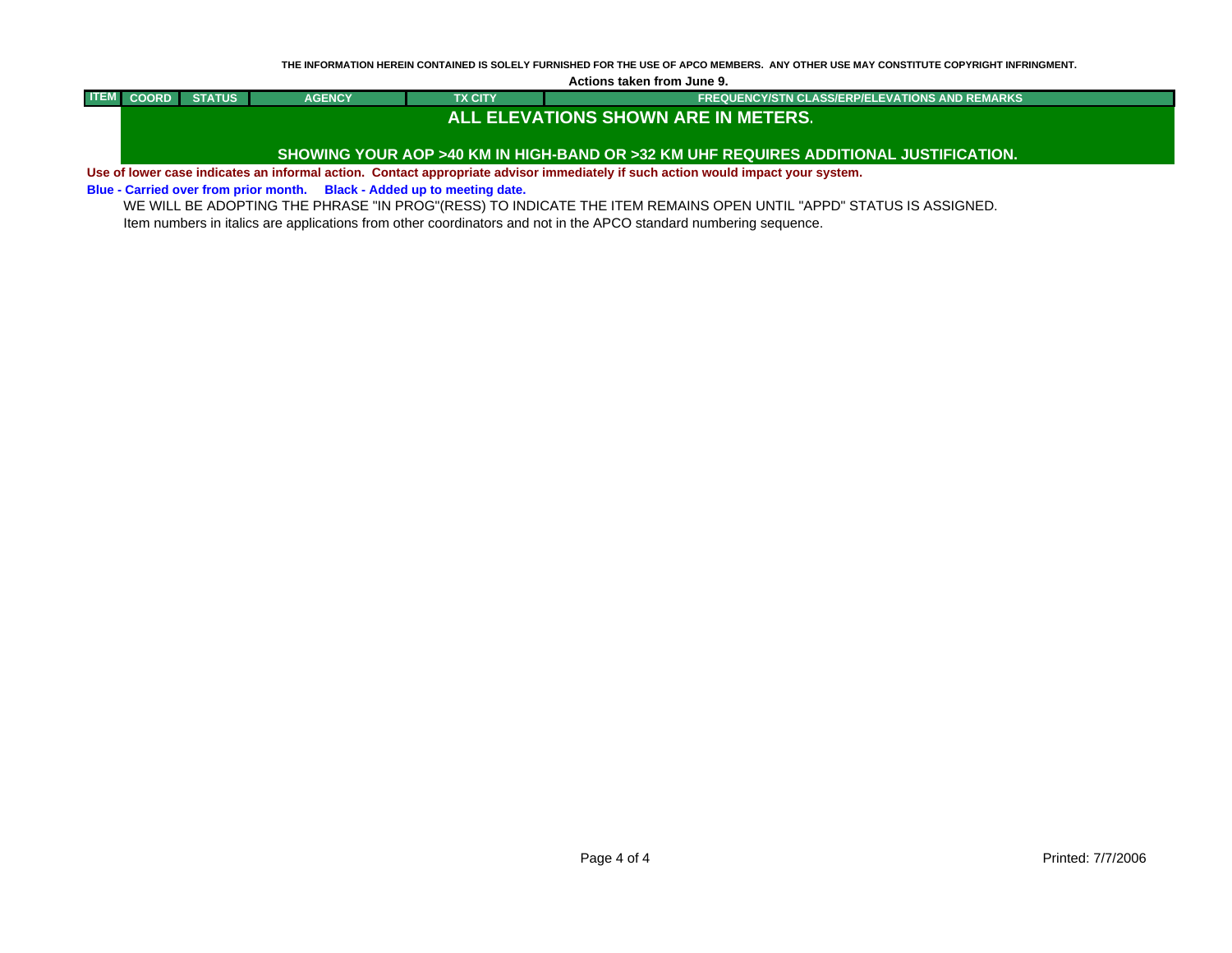**THE INFORMATION HEREIN CONTAINED IS SOLELY FURNISHED FOR THE USE OF APCO MEMBERS. ANY OTHER USE MAY CONSTITUTE COPYRIGHT INFRINGMENT.**

**Actions taken from June 9.**

| ITEM | COORD | STATUS | AGENCY | TX CITY | FREQUENCY/STN CLASS/ERP/ELEVATIONS AND REMARKS |
|---|---|---|---|---|---|

**ALL ELEVATIONS SHOWN ARE IN METERS.**

**SHOWING YOUR AOP >40 KM IN HIGH-BAND OR >32 KM UHF REQUIRES ADDITIONAL JUSTIFICATION.**

**Use of lower case indicates an informal action. Contact appropriate advisor immediately if such action would impact your system.**

**Blue - Carried over from prior month. Black - Added up to meeting date.**

WE WILL BE ADOPTING THE PHRASE "IN PROG"(RESS) TO INDICATE THE ITEM REMAINS OPEN UNTIL "APPD" STATUS IS ASSIGNED.

Item numbers in italics are applications from other coordinators and not in the APCO standard numbering sequence.

Printed: 7/7/2006